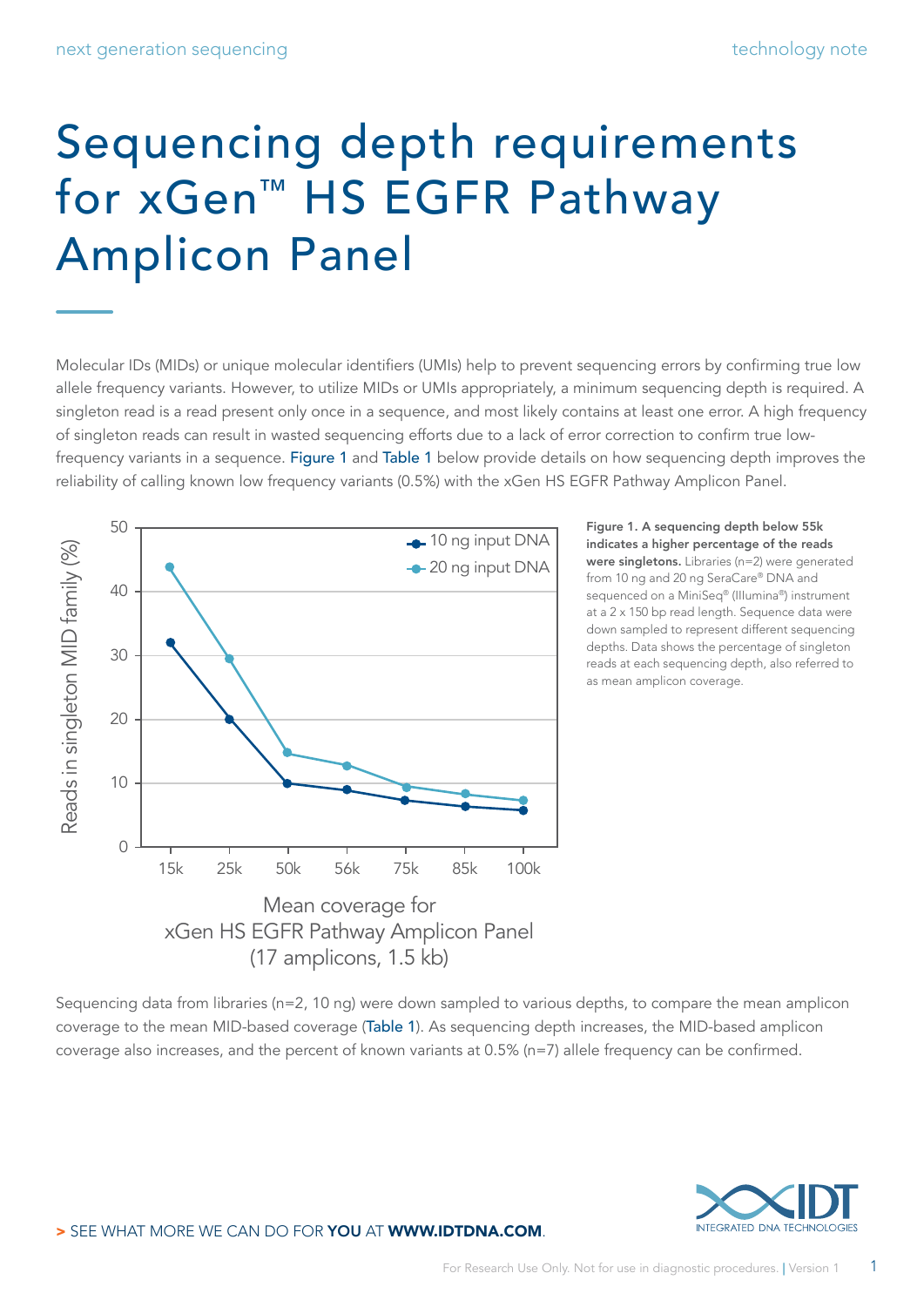# Sequencing depth requirements for xGen™ HS EGFR Pathway Amplicon Panel

Molecular IDs (MIDs) or unique molecular identifiers (UMIs) help to prevent sequencing errors by confirming true low allele frequency variants. However, to utilize MIDs or UMIs appropriately, a minimum sequencing depth is required. A singleton read is a read present only once in a sequence, and most likely contains at least one error. A high frequency of singleton reads can result in wasted sequencing efforts due to a lack of error correction to confirm true low-frequency variants in a sequence. Figure 1 and Table 1 below provide details on how sequencing depth improves the reliability of calling known low frequency variants (0.5%) with the xGen HS EGFR Pathway Amplicon Panel.

**Figure 1. A sequencing depth below 55k indicates a higher percentage of the reads were singletons.** Libraries (n=2) were generated from 10 ng and 20 ng SeraCare® DNA and sequenced on a MiniSeq® (Illumina®) instrument at a 2 x 150 bp read length. Sequence data were down sampled to represent different sequencing depths. Data shows the percentage of singleton reads at each sequencing depth, also referred to as mean amplicon coverage.

Sequencing data from libraries (n=2, 10 ng) were down sampled to various depths, to compare the mean amplicon coverage to the mean MID-based coverage (Table 1). As sequencing depth increases, the MID-based amplicon coverage also increases, and the percent of known variants at 0.5% (n=7) allele frequency can be confirmed.

**> SEE WHAT MORE WE CAN DO FOR YOU AT WWW.IDTDNA.COM.**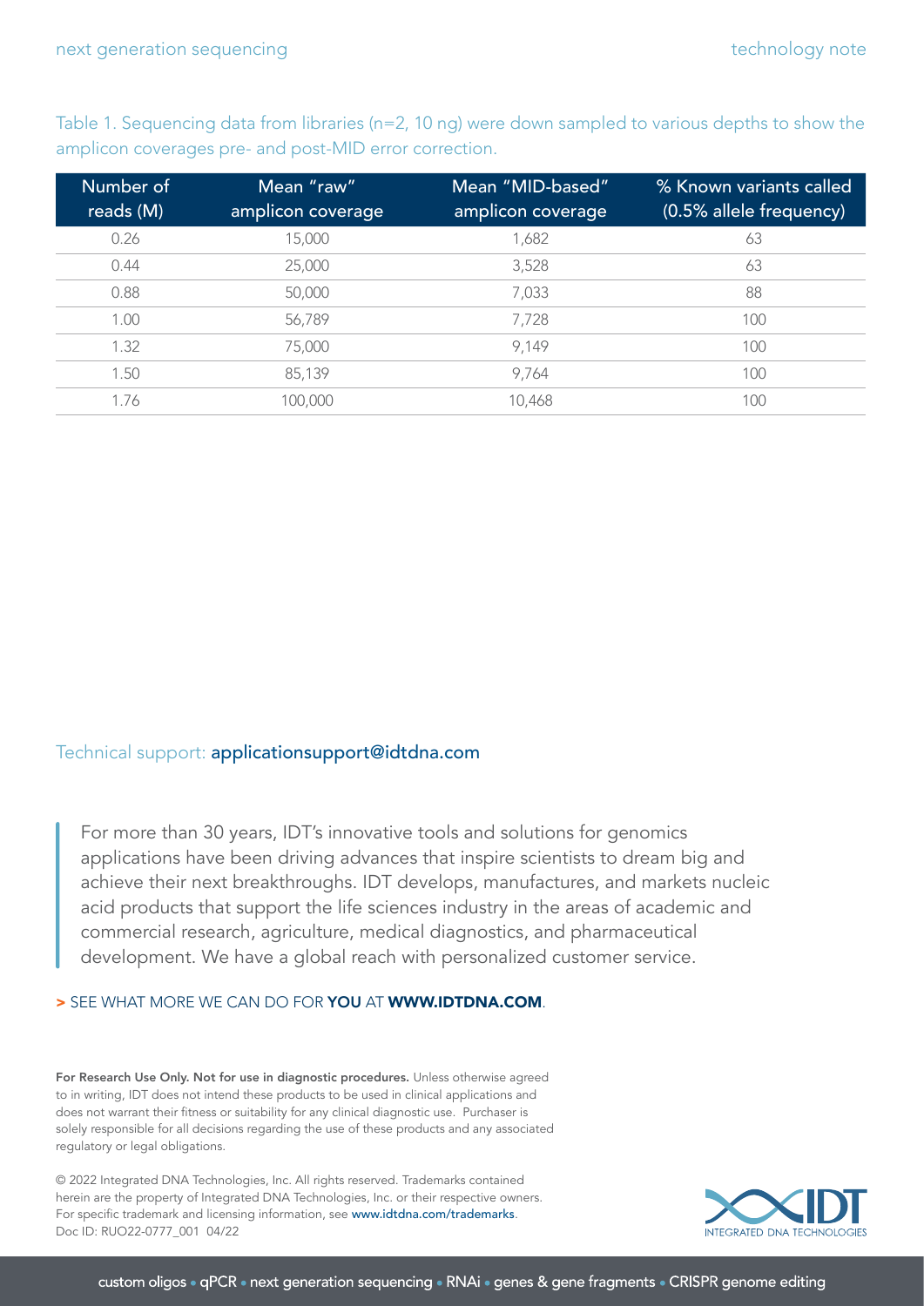Table 1. Sequencing data from libraries (n=2, 10 ng) were down sampled to various depths to show the amplicon coverages pre- and post-MID error correction.

| Number of reads (M) | Mean "raw" amplicon coverage | Mean "MID-based" amplicon coverage | % Known variants called (0.5% allele frequency) |
|---|---|---|---|
| 0.26 | 15,000 | 1,682 | 63 |
| 0.44 | 25,000 | 3,528 | 63 |
| 0.88 | 50,000 | 7,033 | 88 |
| 1.00 | 56,789 | 7,728 | 100 |
| 1.32 | 75,000 | 9,149 | 100 |
| 1.50 | 85,139 | 9,764 | 100 |
| 1.76 | 100,000 | 10,468 | 100 |

Technical support: **applicationsupport@idtdna.com**

> For more than 30 years, IDT's innovative tools and solutions for genomics applications have been driving advances that inspire scientists to dream big and achieve their next breakthroughs. IDT develops, manufactures, and markets nucleic acid products that support the life sciences industry in the areas of academic and commercial research, agriculture, medical diagnostics, and pharmaceutical development. We have a global reach with personalized customer service.

**>** SEE WHAT MORE WE CAN DO FOR **YOU** AT **WWW.IDTDNA.COM**.

**For Research Use Only. Not for use in diagnostic procedures.** Unless otherwise agreed to in writing, IDT does not intend these products to be used in clinical applications and does not warrant their fitness or suitability for any clinical diagnostic use. Purchaser is solely responsible for all decisions regarding the use of these products and any associated regulatory or legal obligations.

© 2022 Integrated DNA Technologies, Inc. All rights reserved. Trademarks contained herein are the property of Integrated DNA Technologies, Inc. or their respective owners. For specific trademark and licensing information, see www.idtdna.com/trademarks. Doc ID: RUO22-0777_001 04/22

INTEGRATED DNA TECHNOLOGIES

custom oligos • qPCR • next generation sequencing • RNAi • genes & gene fragments • CRISPR genome editing